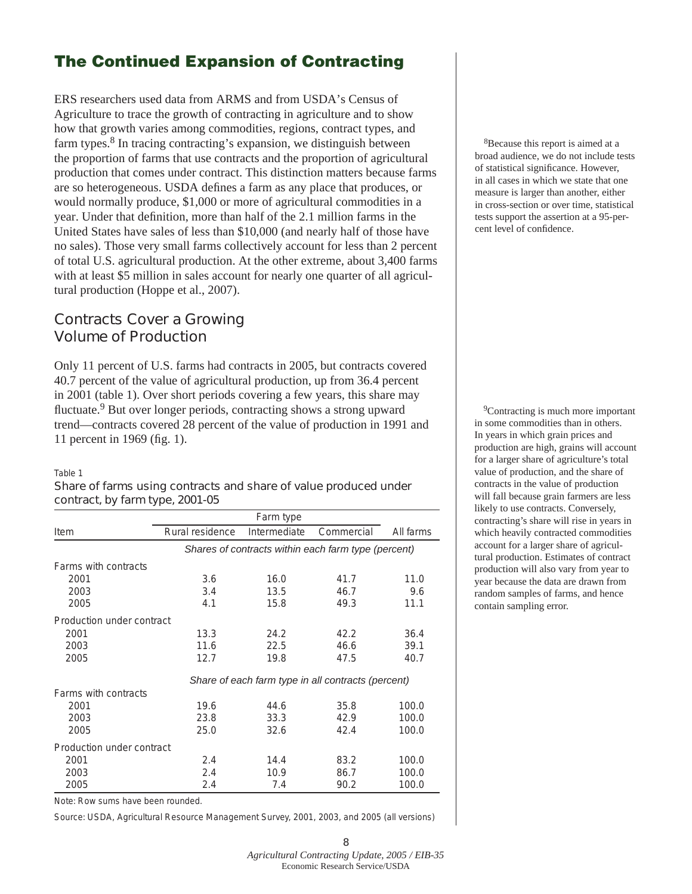# The Continued Expansion of Contracting

ERS researchers used data from ARMS and from USDA's Census of Agriculture to trace the growth of contracting in agriculture and to show how that growth varies among commodities, regions, contract types, and farm types.[8] In tracing contracting's expansion, we distinguish between the proportion of farms that use contracts and the proportion of agricultural production that comes under contract. This distinction matters because farms are so heterogeneous. USDA defines a farm as any place that produces, or would normally produce, $1,000 or more of agricultural commodities in a year. Under that definition, more than half of the 2.1 million farms in the United States have sales of less than $10,000 (and nearly half of those have no sales). Those very small farms collectively account for less than 2 percent of total U.S. agricultural production. At the other extreme, about 3,400 farms with at least $5 million in sales account for nearly one quarter of all agricultural production (Hoppe et al., 2007).

[8]Because this report is aimed at a broad audience, we do not include tests of statistical significance. However, in all cases in which we state that one measure is larger than another, either in cross-section or over time, statistical tests support the assertion at a 95-percent level of confidence.

## Contracts Cover a Growing Volume of Production

Only 11 percent of U.S. farms had contracts in 2005, but contracts covered 40.7 percent of the value of agricultural production, up from 36.4 percent in 2001 (table 1). Over short periods covering a few years, this share may fluctuate.[9] But over longer periods, contracting shows a strong upward trend—contracts covered 28 percent of the value of production in 1991 and 11 percent in 1969 (fig. 1).

[9]Contracting is much more important in some commodities than in others. In years in which grain prices and production are high, grains will account for a larger share of agriculture's total value of production, and the share of contracts in the value of production will fall because grain farmers are less likely to use contracts. Conversely, contracting's share will rise in years in which heavily contracted commodities account for a larger share of agricultural production. Estimates of contract production will also vary from year to year because the data are drawn from random samples of farms, and hence contain sampling error.

Table 1

Share of farms using contracts and share of value produced under contract, by farm type, 2001-05

| | Farm type | | | |
|---|---|---|---|---|
| Item | Rural residence | Intermediate | Commercial | All farms |
| | *Shares of contracts within each farm type (percent)* | | | |
| Farms with contracts | | | | |
| 2001 | 3.6 | 16.0 | 41.7 | 11.0 |
| 2003 | 3.4 | 13.5 | 46.7 | 9.6 |
| 2005 | 4.1 | 15.8 | 49.3 | 11.1 |
| Production under contract | | | | |
| 2001 | 13.3 | 24.2 | 42.2 | 36.4 |
| 2003 | 11.6 | 22.5 | 46.6 | 39.1 |
| 2005 | 12.7 | 19.8 | 47.5 | 40.7 |
| | *Share of each farm type in all contracts (percent)* | | | |
| Farms with contracts | | | | |
| 2001 | 19.6 | 44.6 | 35.8 | 100.0 |
| 2003 | 23.8 | 33.3 | 42.9 | 100.0 |
| 2005 | 25.0 | 32.6 | 42.4 | 100.0 |
| Production under contract | | | | |
| 2001 | 2.4 | 14.4 | 83.2 | 100.0 |
| 2003 | 2.4 | 10.9 | 86.7 | 100.0 |
| 2005 | 2.4 | 7.4 | 90.2 | 100.0 |

Note: Row sums have been rounded.

Source: USDA, Agricultural Resource Management Survey, 2001, 2003, and 2005 (all versions)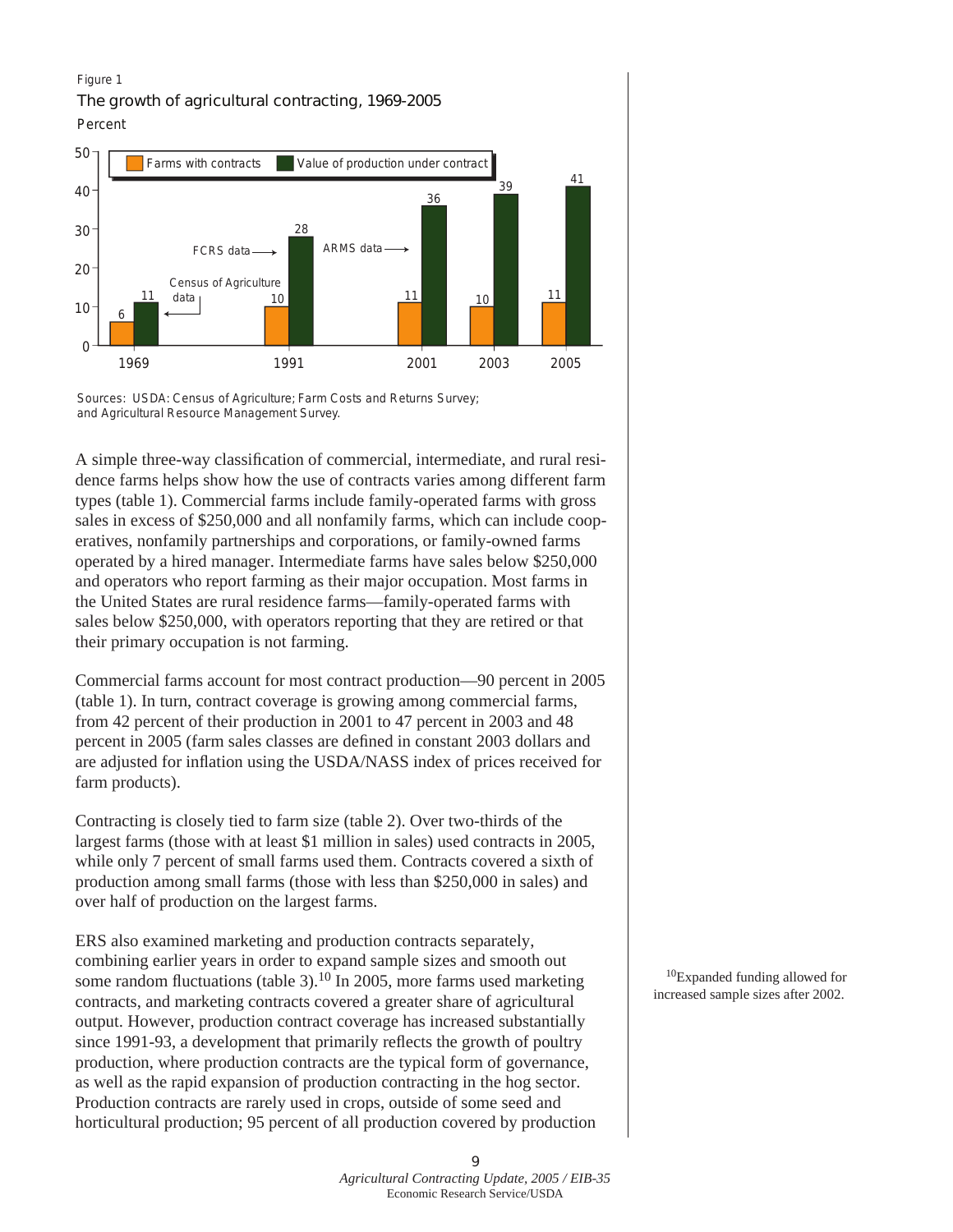Figure 1

The growth of agricultural contracting, 1969-2005

Percent

| Year | Farms with contracts | Value of production under contract |
|---|---|---|
| 1969 | 6 | 11 |
| 1991 | 10 | 28 |
| 2001 | 11 | 36 |
| 2003 | 10 | 39 |
| 2005 | 11 | 41 |

Census of Agriculture data (1969); FCRS data (1991); ARMS data (2001-2005)

Sources: USDA: Census of Agriculture; Farm Costs and Returns Survey; and Agricultural Resource Management Survey.

A simple three-way classification of commercial, intermediate, and rural residence farms helps show how the use of contracts varies among different farm types (table 1). Commercial farms include family-operated farms with gross sales in excess of $250,000 and all nonfamily farms, which can include cooperatives, nonfamily partnerships and corporations, or family-owned farms operated by a hired manager. Intermediate farms have sales below $250,000 and operators who report farming as their major occupation. Most farms in the United States are rural residence farms—family-operated farms with sales below $250,000, with operators reporting that they are retired or that their primary occupation is not farming.

Commercial farms account for most contract production—90 percent in 2005 (table 1). In turn, contract coverage is growing among commercial farms, from 42 percent of their production in 2001 to 47 percent in 2003 and 48 percent in 2005 (farm sales classes are defined in constant 2003 dollars and are adjusted for inflation using the USDA/NASS index of prices received for farm products).

Contracting is closely tied to farm size (table 2). Over two-thirds of the largest farms (those with at least $1 million in sales) used contracts in 2005, while only 7 percent of small farms used them. Contracts covered a sixth of production among small farms (those with less than $250,000 in sales) and over half of production on the largest farms.

ERS also examined marketing and production contracts separately, combining earlier years in order to expand sample sizes and smooth out some random fluctuations (table 3).[10] In 2005, more farms used marketing contracts, and marketing contracts covered a greater share of agricultural output. However, production contract coverage has increased substantially since 1991-93, a development that primarily reflects the growth of poultry production, where production contracts are the typical form of governance, as well as the rapid expansion of production contracting in the hog sector. Production contracts are rarely used in crops, outside of some seed and horticultural production; 95 percent of all production covered by production

[10] Expanded funding allowed for increased sample sizes after 2002.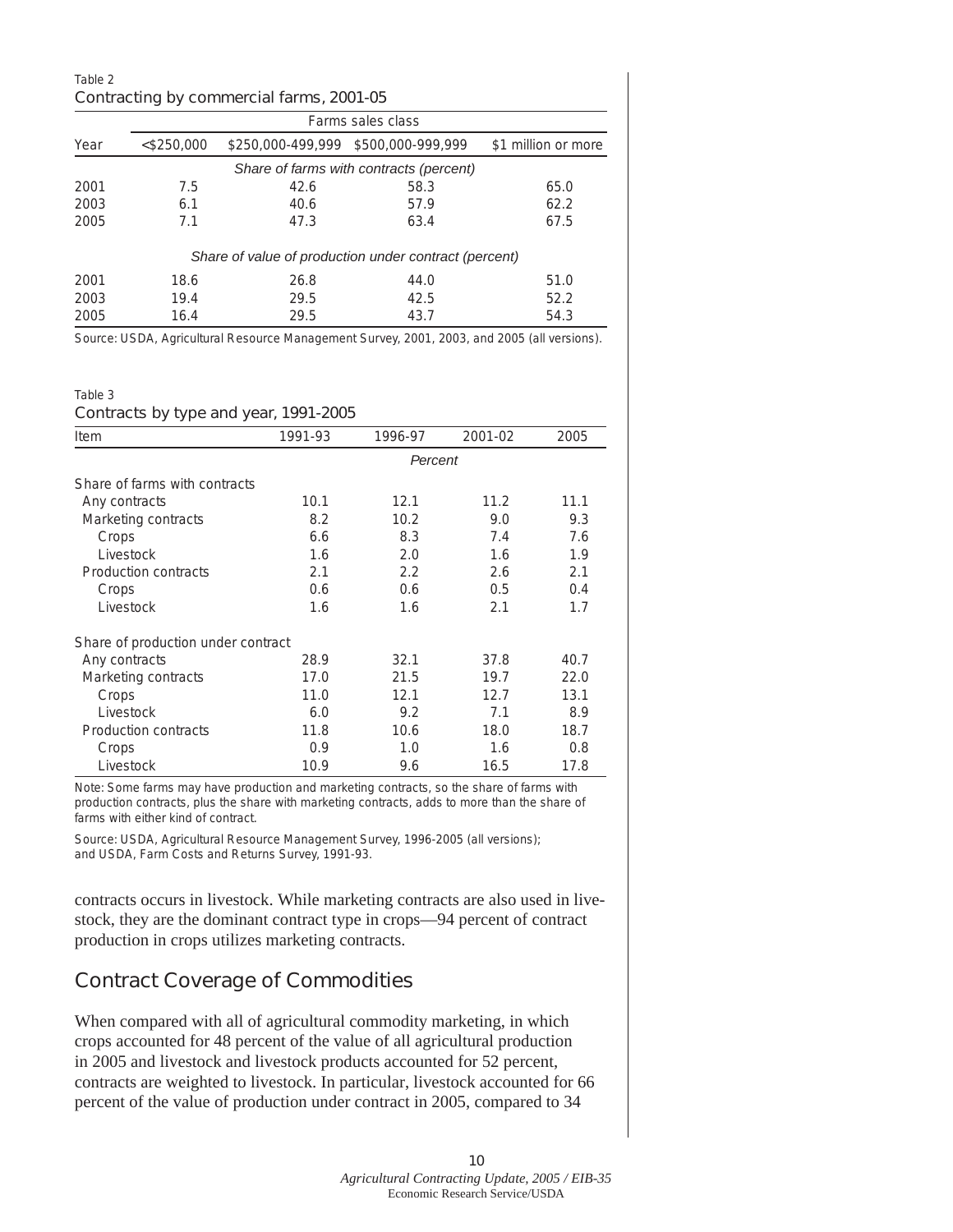Table 2

Contracting by commercial farms, 2001-05

| Year | Farms sales class | | | |
|---|---|---|---|---|
| | <$250,000 | $250,000-499,999 | $500,000-999,999 | $1 million or more |
| | *Share of farms with contracts (percent)* | | | |
| 2001 | 7.5 | 42.6 | 58.3 | 65.0 |
| 2003 | 6.1 | 40.6 | 57.9 | 62.2 |
| 2005 | 7.1 | 47.3 | 63.4 | 67.5 |
| | *Share of value of production under contract (percent)* | | | |
| 2001 | 18.6 | 26.8 | 44.0 | 51.0 |
| 2003 | 19.4 | 29.5 | 42.5 | 52.2 |
| 2005 | 16.4 | 29.5 | 43.7 | 54.3 |

Source: USDA, Agricultural Resource Management Survey, 2001, 2003, and 2005 (all versions).

Table 3

Contracts by type and year, 1991-2005

| Item | 1991-93 | 1996-97 | 2001-02 | 2005 |
|---|---|---|---|---|
| | *Percent* | | | |
| Share of farms with contracts | | | | |
| Any contracts | 10.1 | 12.1 | 11.2 | 11.1 |
| Marketing contracts | 8.2 | 10.2 | 9.0 | 9.3 |
| Crops | 6.6 | 8.3 | 7.4 | 7.6 |
| Livestock | 1.6 | 2.0 | 1.6 | 1.9 |
| Production contracts | 2.1 | 2.2 | 2.6 | 2.1 |
| Crops | 0.6 | 0.6 | 0.5 | 0.4 |
| Livestock | 1.6 | 1.6 | 2.1 | 1.7 |
| Share of production under contract | | | | |
| Any contracts | 28.9 | 32.1 | 37.8 | 40.7 |
| Marketing contracts | 17.0 | 21.5 | 19.7 | 22.0 |
| Crops | 11.0 | 12.1 | 12.7 | 13.1 |
| Livestock | 6.0 | 9.2 | 7.1 | 8.9 |
| Production contracts | 11.8 | 10.6 | 18.0 | 18.7 |
| Crops | 0.9 | 1.0 | 1.6 | 0.8 |
| Livestock | 10.9 | 9.6 | 16.5 | 17.8 |

Note: Some farms may have production and marketing contracts, so the share of farms with production contracts, plus the share with marketing contracts, adds to more than the share of farms with either kind of contract.

Source: USDA, Agricultural Resource Management Survey, 1996-2005 (all versions); and USDA, Farm Costs and Returns Survey, 1991-93.

contracts occurs in livestock. While marketing contracts are also used in livestock, they are the dominant contract type in crops—94 percent of contract production in crops utilizes marketing contracts.

## Contract Coverage of Commodities

When compared with all of agricultural commodity marketing, in which crops accounted for 48 percent of the value of all agricultural production in 2005 and livestock and livestock products accounted for 52 percent, contracts are weighted to livestock. In particular, livestock accounted for 66 percent of the value of production under contract in 2005, compared to 34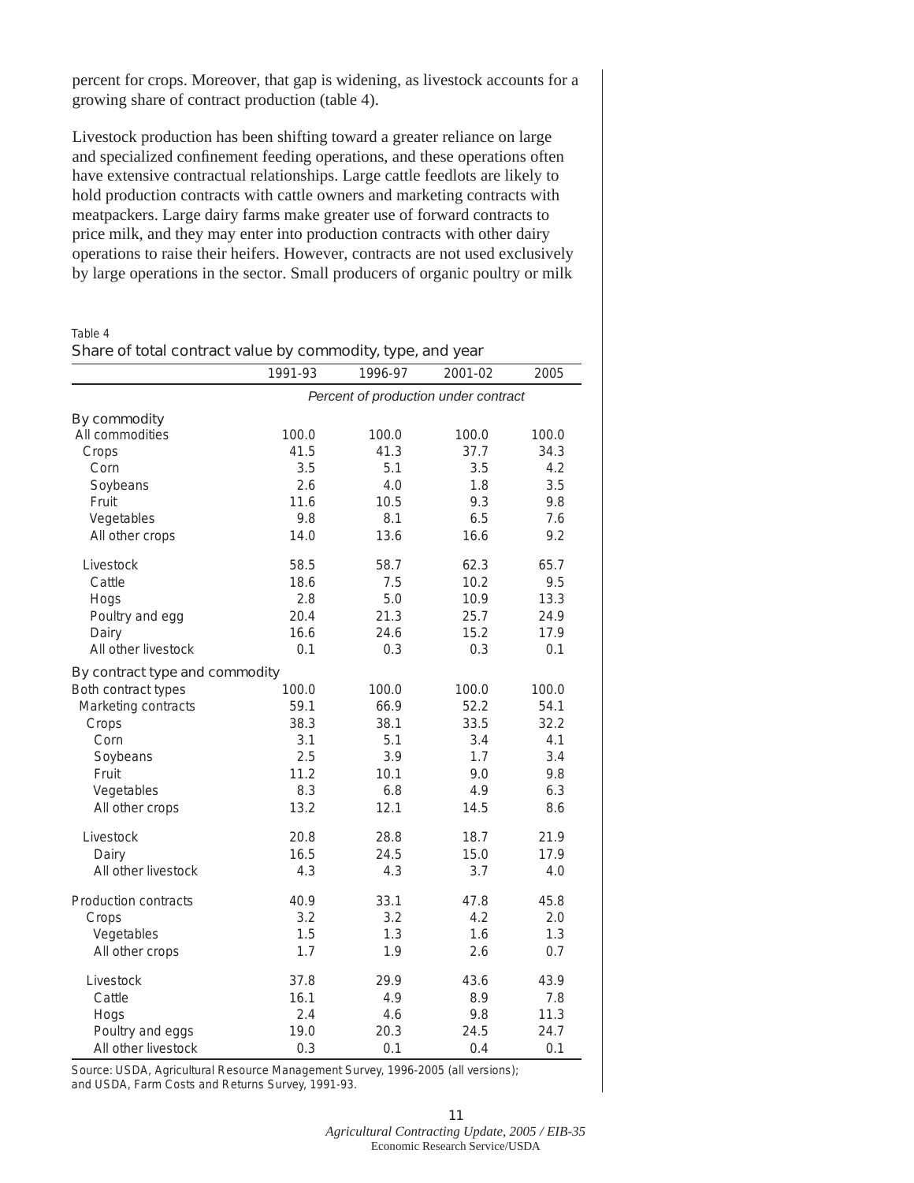percent for crops. Moreover, that gap is widening, as livestock accounts for a growing share of contract production (table 4).

Livestock production has been shifting toward a greater reliance on large and specialized confinement feeding operations, and these operations often have extensive contractual relationships. Large cattle feedlots are likely to hold production contracts with cattle owners and marketing contracts with meatpackers. Large dairy farms make greater use of forward contracts to price milk, and they may enter into production contracts with other dairy operations to raise their heifers. However, contracts are not used exclusively by large operations in the sector. Small producers of organic poultry or milk

Table 4

**Share of total contract value by commodity, type, and year**

| | 1991-93 | 1996-97 | 2001-02 | 2005 |
|---|---|---|---|---|
| | *Percent of production under contract* | | | |
| **By commodity** | | | | |
| All commodities | 100.0 | 100.0 | 100.0 | 100.0 |
| Crops | 41.5 | 41.3 | 37.7 | 34.3 |
| Corn | 3.5 | 5.1 | 3.5 | 4.2 |
| Soybeans | 2.6 | 4.0 | 1.8 | 3.5 |
| Fruit | 11.6 | 10.5 | 9.3 | 9.8 |
| Vegetables | 9.8 | 8.1 | 6.5 | 7.6 |
| All other crops | 14.0 | 13.6 | 16.6 | 9.2 |
| Livestock | 58.5 | 58.7 | 62.3 | 65.7 |
| Cattle | 18.6 | 7.5 | 10.2 | 9.5 |
| Hogs | 2.8 | 5.0 | 10.9 | 13.3 |
| Poultry and egg | 20.4 | 21.3 | 25.7 | 24.9 |
| Dairy | 16.6 | 24.6 | 15.2 | 17.9 |
| All other livestock | 0.1 | 0.3 | 0.3 | 0.1 |
| **By contract type and commodity** | | | | |
| Both contract types | 100.0 | 100.0 | 100.0 | 100.0 |
| Marketing contracts | 59.1 | 66.9 | 52.2 | 54.1 |
| Crops | 38.3 | 38.1 | 33.5 | 32.2 |
| Corn | 3.1 | 5.1 | 3.4 | 4.1 |
| Soybeans | 2.5 | 3.9 | 1.7 | 3.4 |
| Fruit | 11.2 | 10.1 | 9.0 | 9.8 |
| Vegetables | 8.3 | 6.8 | 4.9 | 6.3 |
| All other crops | 13.2 | 12.1 | 14.5 | 8.6 |
| Livestock | 20.8 | 28.8 | 18.7 | 21.9 |
| Dairy | 16.5 | 24.5 | 15.0 | 17.9 |
| All other livestock | 4.3 | 4.3 | 3.7 | 4.0 |
| Production contracts | 40.9 | 33.1 | 47.8 | 45.8 |
| Crops | 3.2 | 3.2 | 4.2 | 2.0 |
| Vegetables | 1.5 | 1.3 | 1.6 | 1.3 |
| All other crops | 1.7 | 1.9 | 2.6 | 0.7 |
| Livestock | 37.8 | 29.9 | 43.6 | 43.9 |
| Cattle | 16.1 | 4.9 | 8.9 | 7.8 |
| Hogs | 2.4 | 4.6 | 9.8 | 11.3 |
| Poultry and eggs | 19.0 | 20.3 | 24.5 | 24.7 |
| All other livestock | 0.3 | 0.1 | 0.4 | 0.1 |

Source: USDA, Agricultural Resource Management Survey, 1996-2005 (all versions); and USDA, Farm Costs and Returns Survey, 1991-93.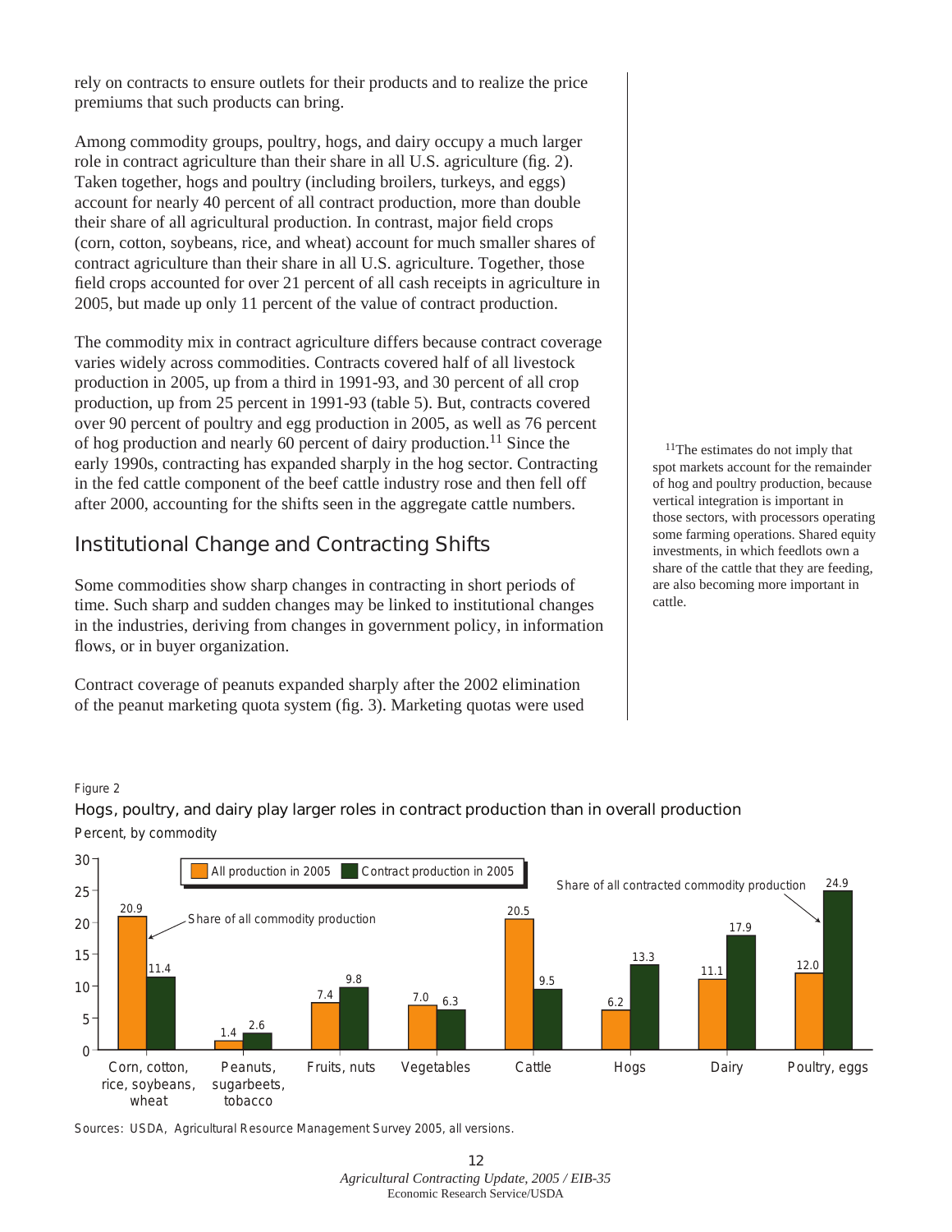rely on contracts to ensure outlets for their products and to realize the price premiums that such products can bring.

Among commodity groups, poultry, hogs, and dairy occupy a much larger role in contract agriculture than their share in all U.S. agriculture (fig. 2). Taken together, hogs and poultry (including broilers, turkeys, and eggs) account for nearly 40 percent of all contract production, more than double their share of all agricultural production. In contrast, major field crops (corn, cotton, soybeans, rice, and wheat) account for much smaller shares of contract agriculture than their share in all U.S. agriculture. Together, those field crops accounted for over 21 percent of all cash receipts in agriculture in 2005, but made up only 11 percent of the value of contract production.

The commodity mix in contract agriculture differs because contract coverage varies widely across commodities. Contracts covered half of all livestock production in 2005, up from a third in 1991-93, and 30 percent of all crop production, up from 25 percent in 1991-93 (table 5). But, contracts covered over 90 percent of poultry and egg production in 2005, as well as 76 percent of hog production and nearly 60 percent of dairy production.[11] Since the early 1990s, contracting has expanded sharply in the hog sector. Contracting in the fed cattle component of the beef cattle industry rose and then fell off after 2000, accounting for the shifts seen in the aggregate cattle numbers.

[11] The estimates do not imply that spot markets account for the remainder of hog and poultry production, because vertical integration is important in those sectors, with processors operating some farming operations. Shared equity investments, in which feedlots own a share of the cattle that they are feeding, are also becoming more important in cattle.

## Institutional Change and Contracting Shifts

Some commodities show sharp changes in contracting in short periods of time. Such sharp and sudden changes may be linked to institutional changes in the industries, deriving from changes in government policy, in information flows, or in buyer organization.

Contract coverage of peanuts expanded sharply after the 2002 elimination of the peanut marketing quota system (fig. 3). Marketing quotas were used

Figure 2

Hogs, poultry, and dairy play larger roles in contract production than in overall production

Percent, by commodity

| Commodity | All production in 2005 (share of all commodity production) | Contract production in 2005 (share of all contracted commodity production) |
|---|---|---|
| Corn, cotton, rice, soybeans, wheat | 20.9 | 11.4 |
| Peanuts, sugarbeets, tobacco | 1.4 | 2.6 |
| Fruits, nuts | 7.4 | 9.8 |
| Vegetables | 7.0 | 6.3 |
| Cattle | 20.5 | 9.5 |
| Hogs | 6.2 | 13.3 |
| Dairy | 11.1 | 17.9 |
| Poultry, eggs | 12.0 | 24.9 |

Sources: USDA, Agricultural Resource Management Survey 2005, all versions.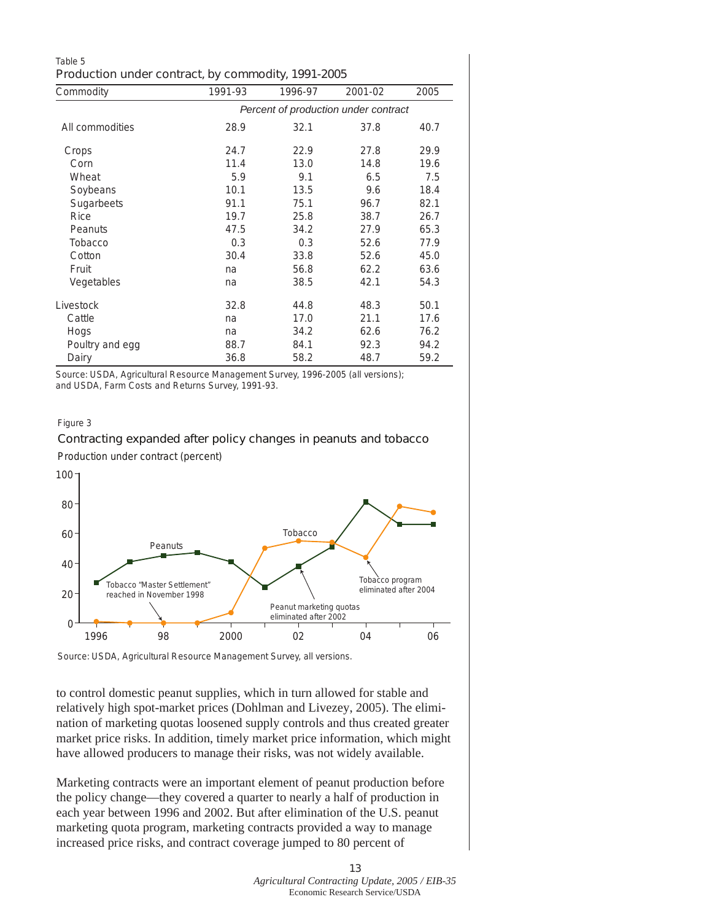Table 5
Production under contract, by commodity, 1991-2005

| Commodity | 1991-93 | 1996-97 | 2001-02 | 2005 |
|---|---|---|---|---|
| | *Percent of production under contract* | | | |
| All commodities | 28.9 | 32.1 | 37.8 | 40.7 |
| Crops | 24.7 | 22.9 | 27.8 | 29.9 |
| Corn | 11.4 | 13.0 | 14.8 | 19.6 |
| Wheat | 5.9 | 9.1 | 6.5 | 7.5 |
| Soybeans | 10.1 | 13.5 | 9.6 | 18.4 |
| Sugarbeets | 91.1 | 75.1 | 96.7 | 82.1 |
| Rice | 19.7 | 25.8 | 38.7 | 26.7 |
| Peanuts | 47.5 | 34.2 | 27.9 | 65.3 |
| Tobacco | 0.3 | 0.3 | 52.6 | 77.9 |
| Cotton | 30.4 | 33.8 | 52.6 | 45.0 |
| Fruit | na | 56.8 | 62.2 | 63.6 |
| Vegetables | na | 38.5 | 42.1 | 54.3 |
| Livestock | 32.8 | 44.8 | 48.3 | 50.1 |
| Cattle | na | 17.0 | 21.1 | 17.6 |
| Hogs | na | 34.2 | 62.6 | 76.2 |
| Poultry and egg | 88.7 | 84.1 | 92.3 | 94.2 |
| Dairy | 36.8 | 58.2 | 48.7 | 59.2 |

Source: USDA, Agricultural Resource Management Survey, 1996-2005 (all versions); and USDA, Farm Costs and Returns Survey, 1991-93.

Figure 3

Contracting expanded after policy changes in peanuts and tobacco

Production under contract (percent)

Source: USDA, Agricultural Resource Management Survey, all versions.

to control domestic peanut supplies, which in turn allowed for stable and relatively high spot-market prices (Dohlman and Livezey, 2005). The elimination of marketing quotas loosened supply controls and thus created greater market price risks. In addition, timely market price information, which might have allowed producers to manage their risks, was not widely available.

Marketing contracts were an important element of peanut production before the policy change—they covered a quarter to nearly a half of production in each year between 1996 and 2002. But after elimination of the U.S. peanut marketing quota program, marketing contracts provided a way to manage increased price risks, and contract coverage jumped to 80 percent of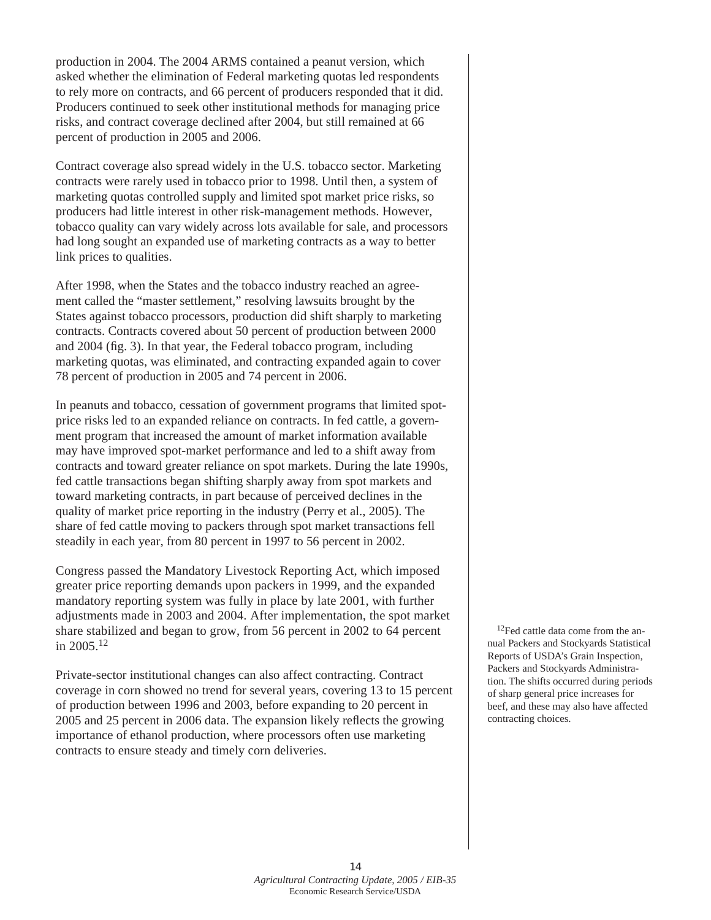production in 2004. The 2004 ARMS contained a peanut version, which asked whether the elimination of Federal marketing quotas led respondents to rely more on contracts, and 66 percent of producers responded that it did. Producers continued to seek other institutional methods for managing price risks, and contract coverage declined after 2004, but still remained at 66 percent of production in 2005 and 2006.

Contract coverage also spread widely in the U.S. tobacco sector. Marketing contracts were rarely used in tobacco prior to 1998. Until then, a system of marketing quotas controlled supply and limited spot market price risks, so producers had little interest in other risk-management methods. However, tobacco quality can vary widely across lots available for sale, and processors had long sought an expanded use of marketing contracts as a way to better link prices to qualities.

After 1998, when the States and the tobacco industry reached an agreement called the "master settlement," resolving lawsuits brought by the States against tobacco processors, production did shift sharply to marketing contracts. Contracts covered about 50 percent of production between 2000 and 2004 (fig. 3). In that year, the Federal tobacco program, including marketing quotas, was eliminated, and contracting expanded again to cover 78 percent of production in 2005 and 74 percent in 2006.

In peanuts and tobacco, cessation of government programs that limited spot-price risks led to an expanded reliance on contracts. In fed cattle, a government program that increased the amount of market information available may have improved spot-market performance and led to a shift away from contracts and toward greater reliance on spot markets. During the late 1990s, fed cattle transactions began shifting sharply away from spot markets and toward marketing contracts, in part because of perceived declines in the quality of market price reporting in the industry (Perry et al., 2005). The share of fed cattle moving to packers through spot market transactions fell steadily in each year, from 80 percent in 1997 to 56 percent in 2002.

Congress passed the Mandatory Livestock Reporting Act, which imposed greater price reporting demands upon packers in 1999, and the expanded mandatory reporting system was fully in place by late 2001, with further adjustments made in 2003 and 2004. After implementation, the spot market share stabilized and began to grow, from 56 percent in 2002 to 64 percent in 2005.[12]

Private-sector institutional changes can also affect contracting. Contract coverage in corn showed no trend for several years, covering 13 to 15 percent of production between 1996 and 2003, before expanding to 20 percent in 2005 and 25 percent in 2006 data. The expansion likely reflects the growing importance of ethanol production, where processors often use marketing contracts to ensure steady and timely corn deliveries.

[12]Fed cattle data come from the annual Packers and Stockyards Statistical Reports of USDA's Grain Inspection, Packers and Stockyards Administration. The shifts occurred during periods of sharp general price increases for beef, and these may also have affected contracting choices.